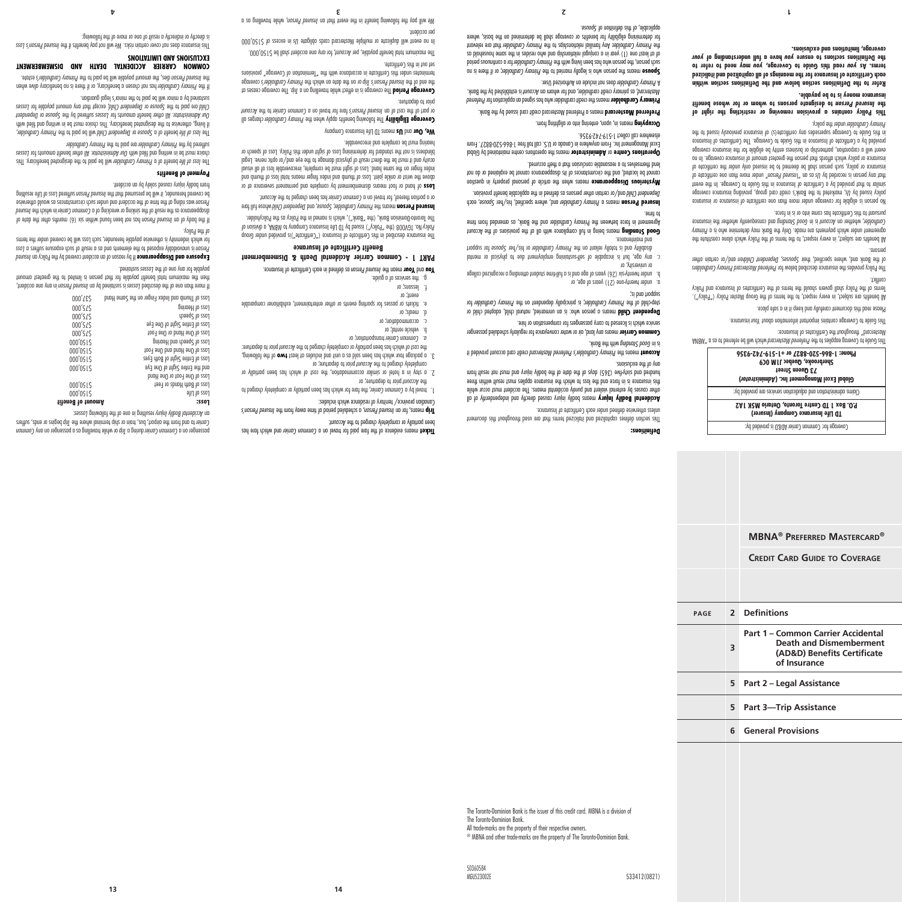# MBNA® Preferred Mastercard®

## Credit Card Guide to Coverage

| PAGE | | |
|---|---|---|
| | 2 | Definitions |
| | 3 | Part 1 – Common Carrier Accidental Death and Dismemberment (AD&D) Benefits Certificate of Insurance |
| | 5 | Part 2 – Legal Assistance |
| | 5 | Part 3—Trip Assistance |
| | 6 | General Provisions |

Coverage for: Common Carrier AD&D is provided by:

**TD Life Insurance Company (Insurer)**
**P.O. Box 1 TD Centre Toronto, Ontario M5K 1A2**

Claims administration and adjudication services are provided by:

**Global Excel Management Inc. (Administrator)**
**73 Queen Street**
**Sherbrooke, Quebec J1M 0C9**
**Phone: 1-866-520-8827 or +1-519-742-9356**

This Guide to Coverage applies to the *Preferred Mastercard* which will be referred to as a "MBNA Mastercard" throughout the Certificates of Insurance.

This Guide to Coverage contains important information about *Your* insurance.

Please read this document carefully and keep it in a safe place.

All benefits are subject, in every respect, to the terms of the Group Master Policy ("Policy"). Terms of the Policy shall govern should the terms of the Certificates of Insurance and Policy conflict.

The Policy provides the insurance described below for *Preferred Mastercard Primary Cardholders* of the Bank and, where specified, their *Spouses*, *Dependent Children* and/or certain other persons.

All benefits are subject, in every respect, to the terms of the Policy which alone constitute the agreement under which payments are made. Only the Bank may determine who is a *Primary Cardholder*, whether an *Account* is in *Good Standing* and consequently whether the insurance pursuant to this Certificate has come into or is in force.

No person is eligible for coverage under more than one certificate of insurance or insurance policy issued by *Us*, marketed to the Bank's credit card group, providing insurance coverage similar to that provided by a Certificate of Insurance in this Guide to Coverage. In the event that any person is recorded by *Us* as an "*Insured Person*" under more than one certificate of insurance or policy, such person shall be deemed to be insured only under the certificate of insurance or policy which affords that person the greatest amount of insurance coverage. In no event will a corporation, partnership or business entity be eligible for the insurance coverage provided by a Certificate of Insurance in this Guide to Coverage. The Certificates of Insurance in this Guide to Coverage supersedes any certificate(s) of insurance previously issued to the *Primary Cardholder* under the policy.

**This Policy contains a provision removing or restricting the right of *the Insured Person* to designate persons to whom or for whose benefit insurance money is to be payable.**

**Refer to the Definitions section below and the Definitions section within each Certificate of Insurance for the meanings of all capitalized and italicized terms. As *you* read this Guide to Coverage, *you* may need to refer to the Definitions sections to ensure *you* have a full understanding of *your* coverage, limitations and exclusions.**

## Definitions:

This section defines capitalized and italicized terms that are used throughout this document unless otherwise defined under each Certificate of Insurance.

**Accidental Bodily Injury** means bodily injury caused directly and independently of all other causes by external violent and purely accidental means. The accident must occur while this insurance is in force and the loss to which the insurance applies must result within three hundred and sixty-five (365) days of the date of the bodily injury and must not result from any of the exclusions.

**Account** means the *Primary Cardholder's Preferred Mastercard* credit card account provided it is in *Good Standing* with the Bank.

**Common Carrier** means any land, air or water conveyance for regularly scheduled passenger service which is licensed to carry passengers for compensation or hire.

**Dependent Child** means a person who: is an unmarried, natural child, adopted child or step-child of the *Primary Cardholder*, is principally dependent on the *Primary Cardholder* for support and is;

a. under twenty-one (21) years of age, or
b. under twenty-six (26) years of age and is a full-time student attending a recognized college or university, or
c. any age, but is incapable of self-sustaining employment due to physical or mental disability and is totally reliant on the *Primary Cardholder* or his/her *Spouse* for support and maintenance.

**Good Standing** means being in full compliance with all of the provisions of the Account Agreement in force between the *Primary Cardholder* and the Bank, as amended from time to time.

**Insured Person** means a *Primary Cardholder* and, where specified, his/her *Spouse*, each *Dependent Child* and/or certain other persons as defined in the applicable benefit provision.

**Mysterious Disappearance** means when the article of personal property in question cannot be located, and the circumstances of its disappearance cannot be explained or do not lend themselves to a reasonable conclusion that a theft occurred.

**Operations Centre** or **Administrator** means the operations centre maintained by Global Excel Management Inc. From anywhere in Canada or U.S. call toll free 1-866-520-8827. From elsewhere call collect 1-519-742-9356.

**Occupying** means in, upon, entering into or alighting from.

**Preferred Mastercard** means a Preferred Mastercard credit card issued by the Bank.

**Primary Cardholder** means the credit cardholder who has signed an application for *Preferred Mastercard*, as primary credit cardholder, and for whom an *Account* is established by the Bank. A *Primary Cardholder* does not include an Authorized User.

**Spouse** means the person who is legally married to the *Primary Cardholder*, or if there is no such person, the person who has been living with the *Primary Cardholder* for a continuous period of at least one (1) year in a conjugal relationship and who resides in the same household as the *Primary Cardholder*. Any familial relationships to the *Primary Cardholder* that are relevant for determining eligibility for benefits or coverage shall be determined on the basis, where applicable, of this definition of *Spouse*.

**Ticket** means evidence of the fare paid for travel on a *Common Carrier* and which fare has been partially or completely charged to the *Account*.

**Trip** means, for an *Insured Person*, a scheduled period of time away from the *Insured Person's* Canadian province/ territory of residence which includes:

1. travel by a *Common Carrier*, the fare for which has been partially or completely charged to the *Account* prior to departure; or
2. a stay in a hotel or similar accommodation, the cost of which has been partially or completely charged to the *Account* prior to departure; or
3. a package tour which has been sold as a unit and includes at least **two** of the following, the cost of which has been partially or completely charged to the *Account* prior to departure:
   a. *Common Carrier* transportation; or
   b. vehicle rental; or
   c. accommodation; or
   d. meals; or
   e. tickets or passes for sporting events or other entertainment, exhibitions comparable event; or
   f. lessons; or
   g. the services of a guide.

**You** and **Your** mean the *Insured Person* as defined in each Certificate of Insurance.

## PART 1 - Common Carrier Accidental Death & Dismemberment Benefit Certificate of Insurance

The insurance described in this Certificate of Insurance ("Certificate") is provided under Group Policy No. TGV008 (the "Policy") issued by TD Life Insurance Company to MBNA, a division of The Toronto-Dominion Bank, (the "Bank"), which is named in the Policy as the Policyholder.

**Insured Person** means the *Primary Cardholder*, *Spouse*, and *Dependent Child* whose full fare or a portion thereof, for travel on a *Common Carrier* has been charged to the *Account*.

**Loss** of hand or foot means dismemberment by complete and permanent severance at or above the wrist or ankle joint. Loss of thumb and index finger means total loss of thumb and index finger on the same hand. Loss of sight must be complete, irrecoverable loss of all visual acuity and it must be the direct result of physical damage to the eye and/or optic nerve. Legal blindness is not the standard for determining Loss of sight under this Policy. Loss of speech or hearing must be complete and irrecoverable.

**We, Our** and **Us** means TD Life Insurance Company

**Coverage Eligibility** The following benefits apply when the *Primary Cardholder* charges all or part of the cost of an *Insured Person's* fare for travel on a *Common Carrier* to the *Account* prior to departure.

**Coverage Period** The coverage is in effect while travelling on a *Trip*. The coverage ceases at the end of the *Insured Person's Trip* or on the date on which the *Primary Cardholder's* coverage terminates under this Certificate in accordance with the "Termination of Coverage" provisions set out in this Certificate.

The maximum total benefit payable, per *Account*, for any one accident shall be $150,000.

In no event will duplicate or multiple Mastercard cards obligate *Us* in excess of $150,000 per accident.

We will pay the following benefit in the event that an *Insured Person*, while travelling as a passenger on a *Common Carrier* during a *Trip* or while travelling as a passenger on any *Common Carrier* to and from the airport, bus, train or ship terminal where the *Trip* begins or ends, suffers an *Accidental Bodily Injury* resulting in one of the following *Losses*:

| Loss: | Amount of Benefit |
|---|---|
| Loss of Life | $150,000 |
| Loss of Both Hands or Feet | $150,000 |
| Loss of One Foot or One Hand and the Entire Sight of One Eye | $150,000 |
| Loss of Entire Sight of Both Eyes | $150,000 |
| Loss of One Hand and One Foot | $150,000 |
| Loss of Speech and Hearing | $150,000 |
| Loss of One Hand or One Foot | $75,000 |
| Loss of Entire Sight of One Eye | $75,000 |
| Loss of Speech | $75,000 |
| Loss of Hearing | $75,000 |
| Loss of Thumb and Index Finger on the Same Hand | $37,500 |

If more than one of the described *Losses* is sustained by an *Insured Person* in any one accident, then the maximum total benefit payable for that person is limited to the greatest amount payable for any one of the *Losses* sustained.

**Exposure and Disappearance** If by reason of an accident covered by the Policy an *Insured Person* is unavoidably exposed to the elements and as a result of such exposure suffers a *Loss* for which indemnity is otherwise payable hereunder, such Loss will be covered under the terms of the Policy.

If the body of an *Insured Person* has not been found within six (6) months after the date of disappearance as the result of the sinking or wrecking of a *Common Carrier* in which the *Insured Person* was riding at the time of the accident and under such circumstances as would otherwise be covered hereunder, it will be presumed that the *Insured Person* suffered Loss of Life resulting from bodily injury caused solely by an accident.

### Payment of Benefits

*The loss of life* benefit of a *Primary Cardholder* will be paid to the designated beneficiary. This choice must be in writing and filed with *Our Administrator*. All other benefit amounts for *Losses* suffered by the *Primary Cardholder* are paid to the *Primary Cardholder*.

*The loss of life* benefit of a *Spouse* or *Dependent Child* will be paid to the *Primary Cardholder*, if living, otherwise to the designated beneficiary. This choice must be in writing and filed with *Our Administrator*. All other benefit amounts for *Losses* suffered by the *Spouse* or *Dependent Child* are paid to the *Spouse* or *Dependent Child*, except that any amount payable for *Losses* sustained by a minor will be paid to the minor's legal guardian.

If the *Primary Cardholder* has not chosen a beneficiary, or if there is no beneficiary alive when the *Insured Person* dies, the amount payable will be paid to the *Primary Cardholder's* estate.

### COMMON CARRIER ACCIDENTAL DEATH AND DISMEMBERMENT EXCLUSIONS AND LIMITATIONS

This insurance does not cover certain risks. We will not pay benefits if the *Insured Person's Loss* is directly or indirectly a result of one or more of the following:

The Toronto-Dominion Bank is the issuer of this credit card. MBNA is a division of The Toronto-Dominion Bank.
All trade-marks are the property of their respective owners.
® MBNA and other trade-marks are the property of The Toronto-Dominion Bank.

50360584
MGU523002E
533412(0821)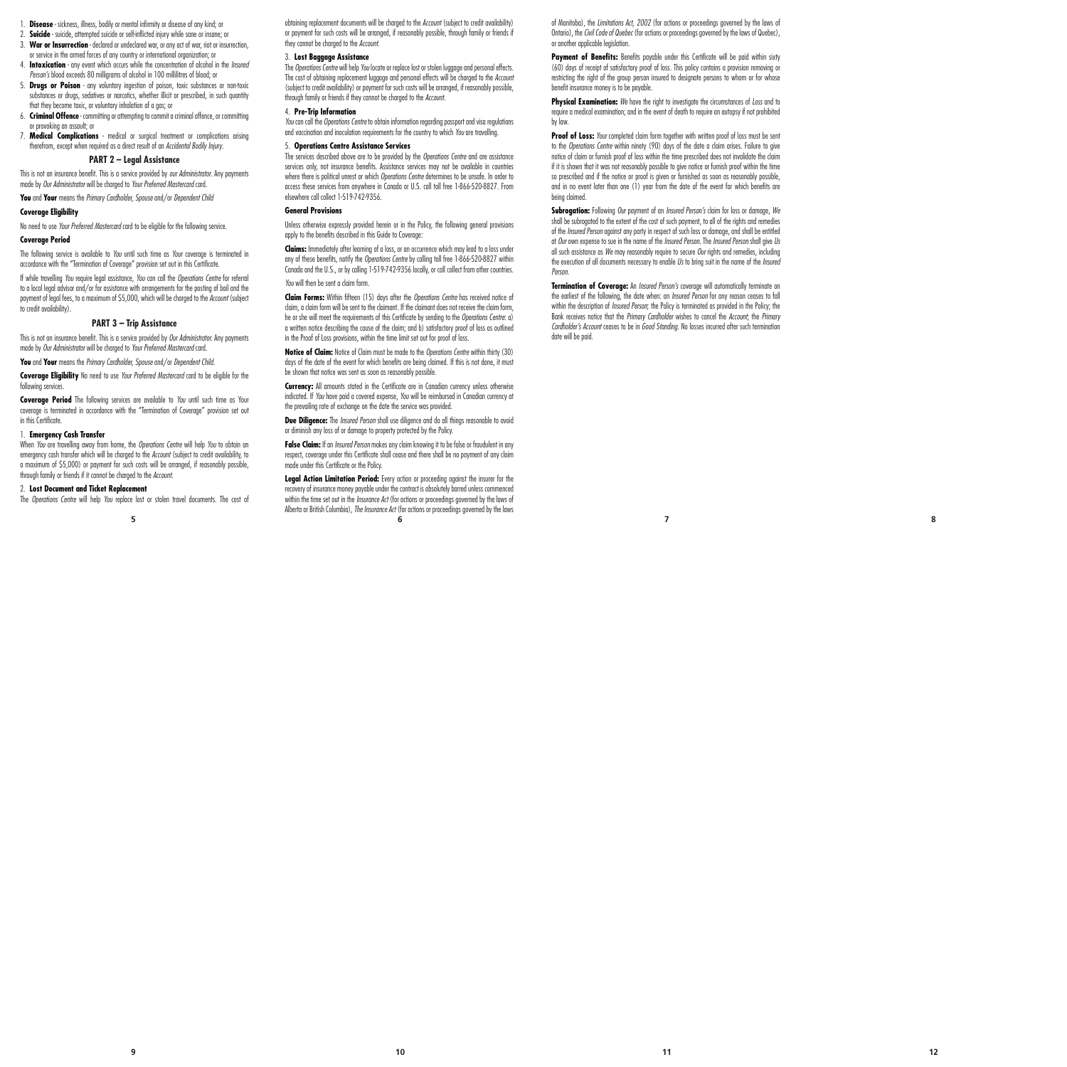1. **Disease** - sickness, illness, bodily or mental infirmity or disease of any kind; or
2. **Suicide** - suicide, attempted suicide or self-inflicted injury while sane or insane; or
3. **War or Insurrection** - declared or undeclared war, or any act of war, riot or insurrection, or service in the armed forces of any country or international organization; or
4. **Intoxication** - any event which occurs while the concentration of alcohol in the *Insured Person's* blood exceeds 80 milligrams of alcohol in 100 millilitres of blood; or
5. **Drugs or Poison** - any voluntary ingestion of poison, toxic substances or non-toxic substances or drugs, sedatives or narcotics, whether illicit or prescribed, in such quantity that they become toxic, or voluntary inhalation of a gas; or
6. **Criminal Offence** - committing or attempting to commit a criminal offence, or committing or provoking an assault; or
7. **Medical Complications** - medical or surgical treatment or complications arising therefrom, except when required as a direct result of an *Accidental Bodily Injury*.

## PART 2 – Legal Assistance

This is not an insurance benefit. This is a service provided by *our Administrator*. Any payments made by *Our Administrator* will be charged to *Your Preferred Mastercard* card.

**You** and **Your** means the *Primary Cardholder, Spouse* and/or *Dependent Child*

**Coverage Eligibility**

No need to use *Your Preferred Mastercard* card to be eligible for the following service.

**Coverage Period**

The following service is available to *You* until such time as *Your* coverage is terminated in accordance with the "Termination of Coverage" provision set out in this Certificate.

If while travelling *You* require legal assistance, *You* can call the *Operations Centre* for referral to a local legal advisor and/or for assistance with arrangements for the posting of bail and the payment of legal fees, to a maximum of $5,000, which will be charged to the *Account* (subject to credit availability).

## PART 3 – Trip Assistance

This is not an insurance benefit. This is a service provided by *Our Administrator*. Any payments made by *Our Administrator* will be charged to *Your Preferred Mastercard* card.

**You** and **Your** means the *Primary Cardholder, Spouse* and/or *Dependent Child*.

**Coverage Eligibility** No need to use *Your Preferred Mastercard* card to be eligible for the following services.

**Coverage Period** The following services are available to *You* until such time as Your coverage is terminated in accordance with the "Termination of Coverage" provision set out in this Certificate.

1. **Emergency Cash Transfer**

When *You* are travelling away from home, the *Operations Centre* will help *You* to obtain an emergency cash transfer which will be charged to the *Account* (subject to credit availability, to a maximum of $5,000) or payment for such costs will be arranged, if reasonably possible, through family or friends if it cannot be charged to the *Account*.

2. **Lost Document and Ticket Replacement**

The *Operations Centre* will help *You* replace lost or stolen travel documents. The cost of obtaining replacement documents will be charged to the *Account* (subject to credit availability) or payment for such costs will be arranged, if reasonably possible, through family or friends if they cannot be charged to the *Account*.

3. **Lost Baggage Assistance**

The *Operations Centre* will help *You* locate or replace lost or stolen luggage and personal effects. The cost of obtaining replacement luggage and personal effects will be charged to the *Account* (subject to credit availability) or payment for such costs will be arranged, if reasonably possible, through family or friends if they cannot be charged to the *Account*.

4. **Pre-Trip Information**

*You* can call the *Operations Centre* to obtain information regarding passport and visa regulations and vaccination and inoculation requirements for the country to which *You* are travelling.

5. **Operations Centre Assistance Services**

The services described above are to be provided by the *Operations Centre* and are assistance services only, not insurance benefits. Assistance services may not be available in countries where there is political unrest or which *Operations Centre* determines to be unsafe. In order to access these services from anywhere in Canada or U.S. call toll free 1-866-520-8827. From elsewhere call collect 1-519-742-9356.

**General Provisions**

Unless otherwise expressly provided herein or in the Policy, the following general provisions apply to the benefits described in this Guide to Coverage:

**Claims:** Immediately after learning of a loss, or an occurrence which may lead to a loss under any of these benefits, notify the *Operations Centre* by calling toll free 1-866-520-8827 within Canada and the U.S., or by calling 1-519-742-9356 locally, or call collect from other countries.

*You* will then be sent a claim form.

**Claim Forms:** Within fifteen (15) days after the *Operations Centre* has received notice of claim, a claim form will be sent to the claimant. If the claimant does not receive the claim form, he or she will meet the requirements of this Certificate by sending to the *Operations Centre*: a) a written notice describing the cause of the claim; and b) satisfactory proof of loss as outlined in the Proof of Loss provisions, within the time limit set out for proof of loss.

**Notice of Claim:** Notice of Claim must be made to the *Operations Centre* within thirty (30) days of the date of the event for which benefits are being claimed. If this is not done, it must be shown that notice was sent as soon as reasonably possible.

**Currency:** All amounts stated in the Certificate are in Canadian currency unless otherwise indicated. If *You* have paid a covered expense, *You* will be reimbursed in Canadian currency at the prevailing rate of exchange on the date the service was provided.

**Due Diligence:** The *Insured Person* shall use diligence and do all things reasonable to avoid or diminish any loss of or damage to property protected by the Policy.

**False Claim:** If an *Insured Person* makes any claim knowing it to be false or fraudulent in any respect, coverage under this Certificate shall cease and there shall be no payment of any claim made under this Certificate or the Policy.

**Legal Action Limitation Period:** Every action or proceeding against the insurer for the recovery of insurance money payable under the contract is absolutely barred unless commenced within the time set out in the *Insurance Act* (for actions or proceedings governed by the laws of Alberta or British Columbia), *The Insurance Act* (for actions or proceedings governed by the laws of Manitoba), the *Limitations Act, 2002* (for actions or proceedings governed by the laws of Ontario), the *Civil Code of Quebec* (for actions or proceedings governed by the laws of Quebec), or another applicable legislation.

**Payment of Benefits:** Benefits payable under this Certificate will be paid within sixty (60) days of receipt of satisfactory proof of loss. This policy contains a provision removing or restricting the right of the group person insured to designate persons to whom or for whose benefit insurance money is to be payable.

**Physical Examination:** *We* have the right to investigate the circumstances of *Loss* and to require a medical examination; and in the event of death to require an autopsy if not prohibited by law.

**Proof of Loss:** *Your* completed claim form together with written proof of loss must be sent to the *Operations Centre* within ninety (90) days of the date a claim arises. Failure to give notice of claim or furnish proof of loss within the time prescribed does not invalidate the claim if it is shown that it was not reasonably possible to give notice or furnish proof within the time so prescribed and if the notice or proof is given or furnished as soon as reasonably possible, and in no event later than one (1) year from the date of the event for which benefits are being claimed.

**Subrogation:** Following *Our* payment of an *Insured Person's* claim for loss or damage, *We* shall be subrogated to the extent of the cost of such payment, to all of the rights and remedies of the *Insured Person* against any party in respect of such loss or damage, and shall be entitled at *Our* own expense to sue in the name of the *Insured Person*. The *Insured Person* shall give *Us* all such assistance as *We* may reasonably require to secure *Our* rights and remedies, including the execution of all documents necessary to enable *Us* to bring suit in the name of the *Insured Person*.

**Termination of Coverage:** An *Insured Person's* coverage will automatically terminate on the earliest of the following, the date when: an *Insured Person* for any reason ceases to fall within the description of *Insured Person*; the Policy is terminated as provided in the Policy; the Bank receives notice that the *Primary Cardholder* wishes to cancel the *Account*; the *Primary Cardholder's Account* ceases to be in *Good Standing*. No losses incurred after such termination date will be paid.